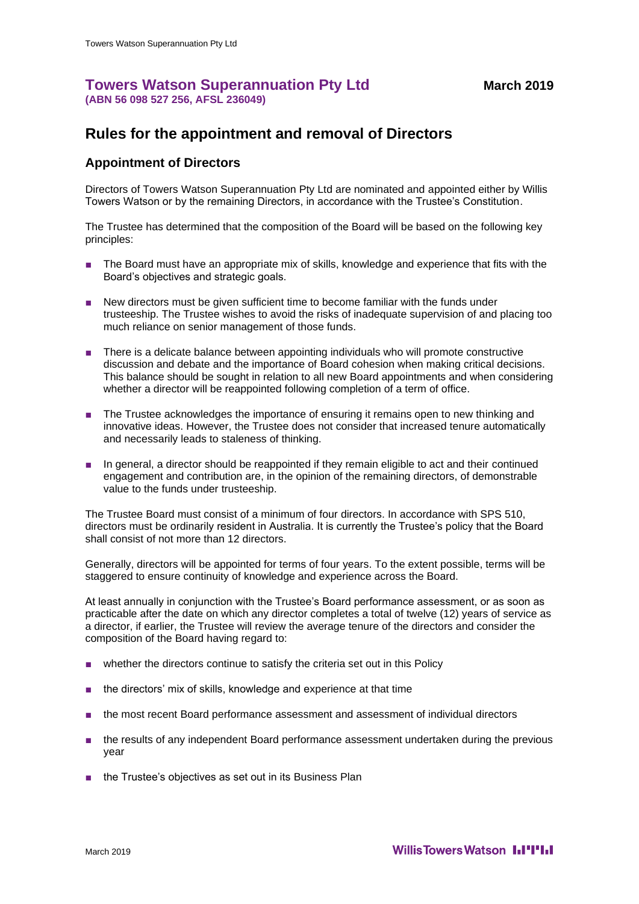# Towers Watson Superannuation Pty Ltd

**(ABN 56 098 527 256, AFSL 236049)**

**March 2019**

## Rules for the appointment and removal of Directors

### Appointment of Directors

Directors of Towers Watson Superannuation Pty Ltd are nominated and appointed either by Willis Towers Watson or by the remaining Directors, in accordance with the Trustee's Constitution.

The Trustee has determined that the composition of the Board will be based on the following key principles:

- The Board must have an appropriate mix of skills, knowledge and experience that fits with the Board's objectives and strategic goals.
- New directors must be given sufficient time to become familiar with the funds under trusteeship. The Trustee wishes to avoid the risks of inadequate supervision of and placing too much reliance on senior management of those funds.
- There is a delicate balance between appointing individuals who will promote constructive discussion and debate and the importance of Board cohesion when making critical decisions. This balance should be sought in relation to all new Board appointments and when considering whether a director will be reappointed following completion of a term of office.
- The Trustee acknowledges the importance of ensuring it remains open to new thinking and innovative ideas. However, the Trustee does not consider that increased tenure automatically and necessarily leads to staleness of thinking.
- In general, a director should be reappointed if they remain eligible to act and their continued engagement and contribution are, in the opinion of the remaining directors, of demonstrable value to the funds under trusteeship.

The Trustee Board must consist of a minimum of four directors. In accordance with SPS 510, directors must be ordinarily resident in Australia. It is currently the Trustee's policy that the Board shall consist of not more than 12 directors.

Generally, directors will be appointed for terms of four years. To the extent possible, terms will be staggered to ensure continuity of knowledge and experience across the Board.

At least annually in conjunction with the Trustee's Board performance assessment, or as soon as practicable after the date on which any director completes a total of twelve (12) years of service as a director, if earlier, the Trustee will review the average tenure of the directors and consider the composition of the Board having regard to:

- whether the directors continue to satisfy the criteria set out in this Policy
- the directors' mix of skills, knowledge and experience at that time
- the most recent Board performance assessment and assessment of individual directors
- the results of any independent Board performance assessment undertaken during the previous year
- the Trustee's objectives as set out in its Business Plan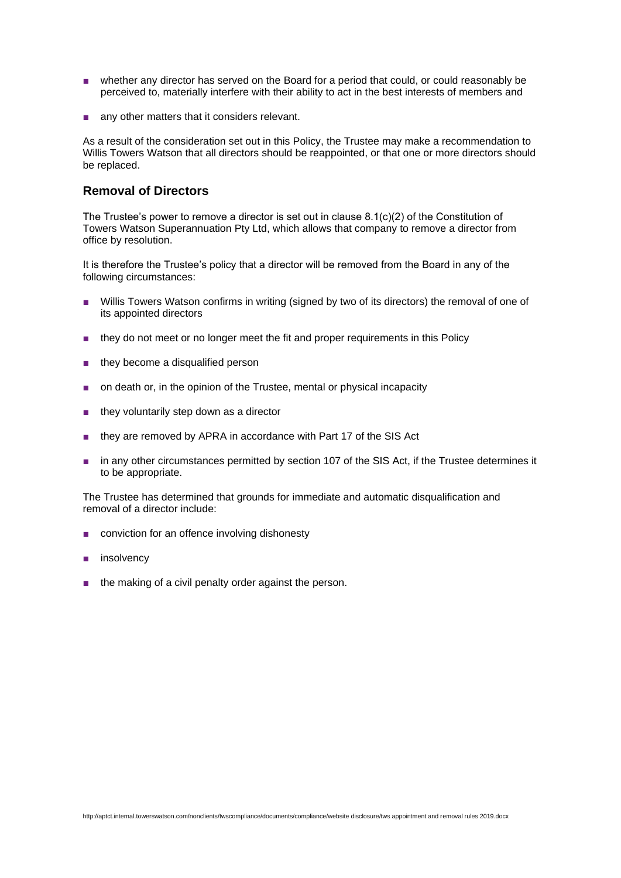- whether any director has served on the Board for a period that could, or could reasonably be perceived to, materially interfere with their ability to act in the best interests of members and
- any other matters that it considers relevant.

As a result of the consideration set out in this Policy, the Trustee may make a recommendation to Willis Towers Watson that all directors should be reappointed, or that one or more directors should be replaced.

## Removal of Directors

The Trustee's power to remove a director is set out in clause 8.1(c)(2) of the Constitution of Towers Watson Superannuation Pty Ltd, which allows that company to remove a director from office by resolution.

It is therefore the Trustee's policy that a director will be removed from the Board in any of the following circumstances:

- Willis Towers Watson confirms in writing (signed by two of its directors) the removal of one of its appointed directors
- they do not meet or no longer meet the fit and proper requirements in this Policy
- they become a disqualified person
- on death or, in the opinion of the Trustee, mental or physical incapacity
- they voluntarily step down as a director
- they are removed by APRA in accordance with Part 17 of the SIS Act
- in any other circumstances permitted by section 107 of the SIS Act, if the Trustee determines it to be appropriate.

The Trustee has determined that grounds for immediate and automatic disqualification and removal of a director include:

- conviction for an offence involving dishonesty
- insolvency
- the making of a civil penalty order against the person.